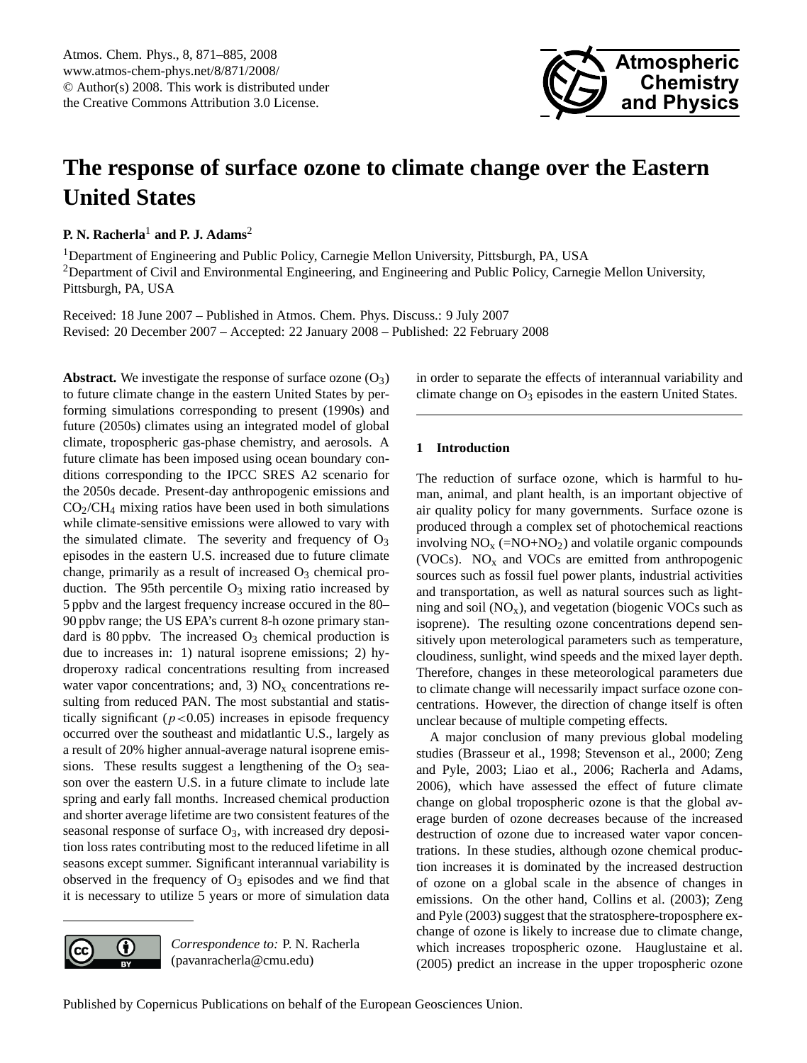# The response of surface ozone to climate change over the Eastern United States

**P. N. Racherla**[1] **and P. J. Adams**[2]

[1]Department of Engineering and Public Policy, Carnegie Mellon University, Pittsburgh, PA, USA

[2]Department of Civil and Environmental Engineering, and Engineering and Public Policy, Carnegie Mellon University, Pittsburgh, PA, USA

Received: 18 June 2007 – Published in Atmos. Chem. Phys. Discuss.: 9 July 2007
Revised: 20 December 2007 – Accepted: 22 January 2008 – Published: 22 February 2008

**Abstract.** We investigate the response of surface ozone ($O_3$) to future climate change in the eastern United States by performing simulations corresponding to present (1990s) and future (2050s) climates using an integrated model of global climate, tropospheric gas-phase chemistry, and aerosols. A future climate has been imposed using ocean boundary conditions corresponding to the IPCC SRES A2 scenario for the 2050s decade. Present-day anthropogenic emissions and $CO_2$/$CH_4$ mixing ratios have been used in both simulations while climate-sensitive emissions were allowed to vary with the simulated climate. The severity and frequency of $O_3$ episodes in the eastern U.S. increased due to future climate change, primarily as a result of increased $O_3$ chemical production. The 95th percentile $O_3$ mixing ratio increased by 5 ppbv and the largest frequency increase occured in the 80–90 ppbv range; the US EPA's current 8-h ozone primary standard is 80 ppbv. The increased $O_3$ chemical production is due to increases in: 1) natural isoprene emissions; 2) hydroperoxy radical concentrations resulting from increased water vapor concentrations; and, 3) $NO_x$ concentrations resulting from reduced PAN. The most substantial and statistically significant ($p<0.05$) increases in episode frequency occurred over the southeast and midatlantic U.S., largely as a result of 20% higher annual-average natural isoprene emissions. These results suggest a lengthening of the $O_3$ season over the eastern U.S. in a future climate to include late spring and early fall months. Increased chemical production and shorter average lifetime are two consistent features of the seasonal response of surface $O_3$, with increased dry deposition loss rates contributing most to the reduced lifetime in all seasons except summer. Significant interannual variability is observed in the frequency of $O_3$ episodes and we find that it is necessary to utilize 5 years or more of simulation data in order to separate the effects of interannual variability and climate change on $O_3$ episodes in the eastern United States.

*Correspondence to:* P. N. Racherla (pavanracherla@cmu.edu)

## 1 Introduction

The reduction of surface ozone, which is harmful to human, animal, and plant health, is an important objective of air quality policy for many governments. Surface ozone is produced through a complex set of photochemical reactions involving $NO_x$ (=$NO+NO_2$) and volatile organic compounds (VOCs). $NO_x$ and VOCs are emitted from anthropogenic sources such as fossil fuel power plants, industrial activities and transportation, as well as natural sources such as lightning and soil ($NO_x$), and vegetation (biogenic VOCs such as isoprene). The resulting ozone concentrations depend sensitively upon meterological parameters such as temperature, cloudiness, sunlight, wind speeds and the mixed layer depth. Therefore, changes in these meteorological parameters due to climate change will necessarily impact surface ozone concentrations. However, the direction of change itself is often unclear because of multiple competing effects.

A major conclusion of many previous global modeling studies (Brasseur et al., 1998; Stevenson et al., 2000; Zeng and Pyle, 2003; Liao et al., 2006; Racherla and Adams, 2006), which have assessed the effect of future climate change on global tropospheric ozone is that the global average burden of ozone decreases because of the increased destruction of ozone due to increased water vapor concentrations. In these studies, although ozone chemical production increases it is dominated by the increased destruction of ozone on a global scale in the absence of changes in emissions. On the other hand, Collins et al. (2003); Zeng and Pyle (2003) suggest that the stratosphere-troposphere exchange of ozone is likely to increase due to climate change, which increases tropospheric ozone. Hauglustaine et al. (2005) predict an increase in the upper tropospheric ozone

Published by Copernicus Publications on behalf of the European Geosciences Union.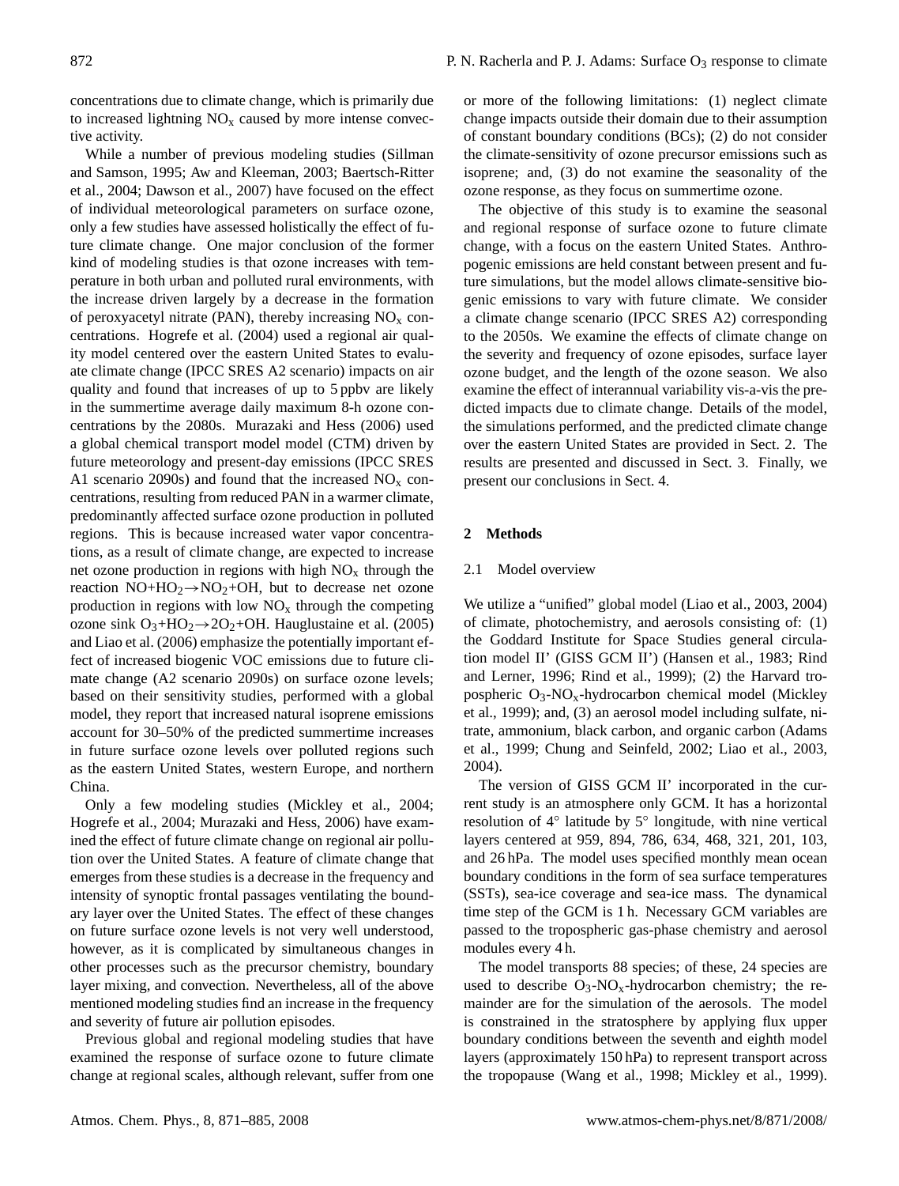concentrations due to climate change, which is primarily due to increased lightning $NO_x$ caused by more intense convective activity.

While a number of previous modeling studies (Sillman and Samson, 1995; Aw and Kleeman, 2003; Baertsch-Ritter et al., 2004; Dawson et al., 2007) have focused on the effect of individual meteorological parameters on surface ozone, only a few studies have assessed holistically the effect of future climate change. One major conclusion of the former kind of modeling studies is that ozone increases with temperature in both urban and polluted rural environments, with the increase driven largely by a decrease in the formation of peroxyacetyl nitrate (PAN), thereby increasing $NO_x$ concentrations. Hogrefe et al. (2004) used a regional air quality model centered over the eastern United States to evaluate climate change (IPCC SRES A2 scenario) impacts on air quality and found that increases of up to 5 ppbv are likely in the summertime average daily maximum 8-h ozone concentrations by the 2080s. Murazaki and Hess (2006) used a global chemical transport model model (CTM) driven by future meteorology and present-day emissions (IPCC SRES A1 scenario 2090s) and found that the increased $NO_x$ concentrations, resulting from reduced PAN in a warmer climate, predominantly affected surface ozone production in polluted regions. This is because increased water vapor concentrations, as a result of climate change, are expected to increase net ozone production in regions with high $NO_x$ through the reaction $NO+HO_2 \rightarrow NO_2+OH$, but to decrease net ozone production in regions with low $NO_x$ through the competing ozone sink $O_3+HO_2 \rightarrow 2O_2+OH$. Hauglustaine et al. (2005) and Liao et al. (2006) emphasize the potentially important effect of increased biogenic VOC emissions due to future climate change (A2 scenario 2090s) on surface ozone levels; based on their sensitivity studies, performed with a global model, they report that increased natural isoprene emissions account for 30–50% of the predicted summertime increases in future surface ozone levels over polluted regions such as the eastern United States, western Europe, and northern China.

Only a few modeling studies (Mickley et al., 2004; Hogrefe et al., 2004; Murazaki and Hess, 2006) have examined the effect of future climate change on regional air pollution over the United States. A feature of climate change that emerges from these studies is a decrease in the frequency and intensity of synoptic frontal passages ventilating the boundary layer over the United States. The effect of these changes on future surface ozone levels is not very well understood, however, as it is complicated by simultaneous changes in other processes such as the precursor chemistry, boundary layer mixing, and convection. Nevertheless, all of the above mentioned modeling studies find an increase in the frequency and severity of future air pollution episodes.

Previous global and regional modeling studies that have examined the response of surface ozone to future climate change at regional scales, although relevant, suffer from one or more of the following limitations: (1) neglect climate change impacts outside their domain due to their assumption of constant boundary conditions (BCs); (2) do not consider the climate-sensitivity of ozone precursor emissions such as isoprene; and, (3) do not examine the seasonality of the ozone response, as they focus on summertime ozone.

The objective of this study is to examine the seasonal and regional response of surface ozone to future climate change, with a focus on the eastern United States. Anthropogenic emissions are held constant between present and future simulations, but the model allows climate-sensitive biogenic emissions to vary with future climate. We consider a climate change scenario (IPCC SRES A2) corresponding to the 2050s. We examine the effects of climate change on the severity and frequency of ozone episodes, surface layer ozone budget, and the length of the ozone season. We also examine the effect of interannual variability vis-a-vis the predicted impacts due to climate change. Details of the model, the simulations performed, and the predicted climate change over the eastern United States are provided in Sect. 2. The results are presented and discussed in Sect. 3. Finally, we present our conclusions in Sect. 4.

## 2 Methods

### 2.1 Model overview

We utilize a "unified" global model (Liao et al., 2003, 2004) of climate, photochemistry, and aerosols consisting of: (1) the Goddard Institute for Space Studies general circulation model II' (GISS GCM II') (Hansen et al., 1983; Rind and Lerner, 1996; Rind et al., 1999); (2) the Harvard tropospheric $O_3$-$NO_x$-hydrocarbon chemical model (Mickley et al., 1999); and, (3) an aerosol model including sulfate, nitrate, ammonium, black carbon, and organic carbon (Adams et al., 1999; Chung and Seinfeld, 2002; Liao et al., 2003, 2004).

The version of GISS GCM II' incorporated in the current study is an atmosphere only GCM. It has a horizontal resolution of 4° latitude by 5° longitude, with nine vertical layers centered at 959, 894, 786, 634, 468, 321, 201, 103, and 26 hPa. The model uses specified monthly mean ocean boundary conditions in the form of sea surface temperatures (SSTs), sea-ice coverage and sea-ice mass. The dynamical time step of the GCM is 1 h. Necessary GCM variables are passed to the tropospheric gas-phase chemistry and aerosol modules every 4 h.

The model transports 88 species; of these, 24 species are used to describe $O_3$-$NO_x$-hydrocarbon chemistry; the remainder are for the simulation of the aerosols. The model is constrained in the stratosphere by applying flux upper boundary conditions between the seventh and eighth model layers (approximately 150 hPa) to represent transport across the tropopause (Wang et al., 1998; Mickley et al., 1999).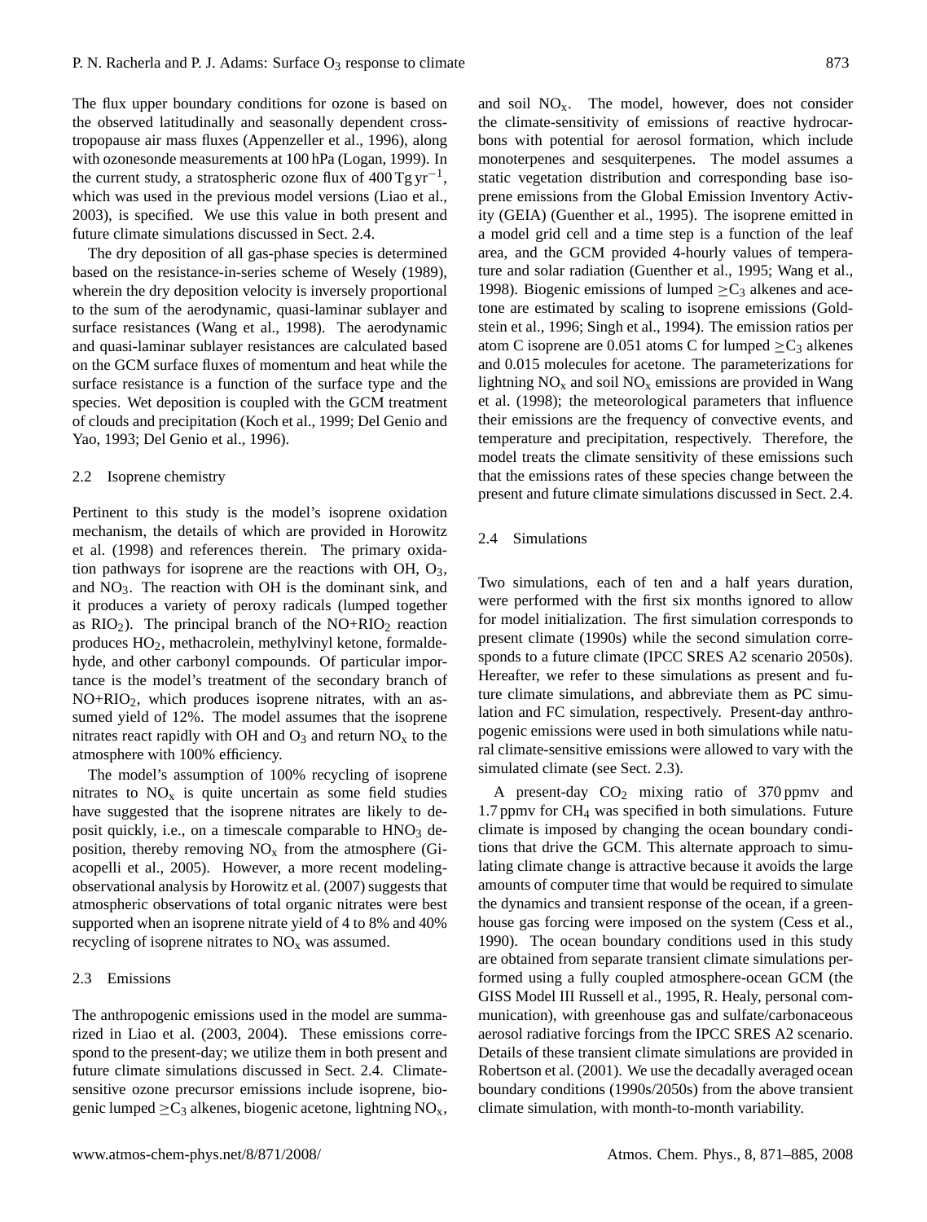The flux upper boundary conditions for ozone is based on the observed latitudinally and seasonally dependent cross-tropopause air mass fluxes (Appenzeller et al., 1996), along with ozonesonde measurements at 100 hPa (Logan, 1999). In the current study, a stratospheric ozone flux of 400 Tg $yr^{-1}$, which was used in the previous model versions (Liao et al., 2003), is specified. We use this value in both present and future climate simulations discussed in Sect. 2.4.

The dry deposition of all gas-phase species is determined based on the resistance-in-series scheme of Wesely (1989), wherein the dry deposition velocity is inversely proportional to the sum of the aerodynamic, quasi-laminar sublayer and surface resistances (Wang et al., 1998). The aerodynamic and quasi-laminar sublayer resistances are calculated based on the GCM surface fluxes of momentum and heat while the surface resistance is a function of the surface type and the species. Wet deposition is coupled with the GCM treatment of clouds and precipitation (Koch et al., 1999; Del Genio and Yao, 1993; Del Genio et al., 1996).

### 2.2 Isoprene chemistry

Pertinent to this study is the model's isoprene oxidation mechanism, the details of which are provided in Horowitz et al. (1998) and references therein. The primary oxidation pathways for isoprene are the reactions with OH, $O_3$, and $NO_3$. The reaction with OH is the dominant sink, and it produces a variety of peroxy radicals (lumped together as $RIO_2$). The principal branch of the $NO+RIO_2$ reaction produces $HO_2$, methacrolein, methylvinyl ketone, formaldehyde, and other carbonyl compounds. Of particular importance is the model's treatment of the secondary branch of $NO+RIO_2$, which produces isoprene nitrates, with an assumed yield of 12%. The model assumes that the isoprene nitrates react rapidly with OH and $O_3$ and return $NO_x$ to the atmosphere with 100% efficiency.

The model's assumption of 100% recycling of isoprene nitrates to $NO_x$ is quite uncertain as some field studies have suggested that the isoprene nitrates are likely to deposit quickly, i.e., on a timescale comparable to $HNO_3$ deposition, thereby removing $NO_x$ from the atmosphere (Giacopelli et al., 2005). However, a more recent modeling-observational analysis by Horowitz et al. (2007) suggests that atmospheric observations of total organic nitrates were best supported when an isoprene nitrate yield of 4 to 8% and 40% recycling of isoprene nitrates to $NO_x$ was assumed.

### 2.3 Emissions

The anthropogenic emissions used in the model are summarized in Liao et al. (2003, 2004). These emissions correspond to the present-day; we utilize them in both present and future climate simulations discussed in Sect. 2.4. Climate-sensitive ozone precursor emissions include isoprene, biogenic lumped $\geq C_3$ alkenes, biogenic acetone, lightning $NO_x$, and soil $NO_x$. The model, however, does not consider the climate-sensitivity of emissions of reactive hydrocarbons with potential for aerosol formation, which include monoterpenes and sesquiterpenes. The model assumes a static vegetation distribution and corresponding base isoprene emissions from the Global Emission Inventory Activity (GEIA) (Guenther et al., 1995). The isoprene emitted in a model grid cell and a time step is a function of the leaf area, and the GCM provided 4-hourly values of temperature and solar radiation (Guenther et al., 1995; Wang et al., 1998). Biogenic emissions of lumped $\geq C_3$ alkenes and acetone are estimated by scaling to isoprene emissions (Goldstein et al., 1996; Singh et al., 1994). The emission ratios per atom C isoprene are 0.051 atoms C for lumped $\geq C_3$ alkenes and 0.015 molecules for acetone. The parameterizations for lightning $NO_x$ and soil $NO_x$ emissions are provided in Wang et al. (1998); the meteorological parameters that influence their emissions are the frequency of convective events, and temperature and precipitation, respectively. Therefore, the model treats the climate sensitivity of these emissions such that the emissions rates of these species change between the present and future climate simulations discussed in Sect. 2.4.

### 2.4 Simulations

Two simulations, each of ten and a half years duration, were performed with the first six months ignored to allow for model initialization. The first simulation corresponds to present climate (1990s) while the second simulation corresponds to a future climate (IPCC SRES A2 scenario 2050s). Hereafter, we refer to these simulations as present and future climate simulations, and abbreviate them as PC simulation and FC simulation, respectively. Present-day anthropogenic emissions were used in both simulations while natural climate-sensitive emissions were allowed to vary with the simulated climate (see Sect. 2.3).

A present-day $CO_2$ mixing ratio of 370 ppmv and 1.7 ppmv for $CH_4$ was specified in both simulations. Future climate is imposed by changing the ocean boundary conditions that drive the GCM. This alternate approach to simulating climate change is attractive because it avoids the large amounts of computer time that would be required to simulate the dynamics and transient response of the ocean, if a greenhouse gas forcing were imposed on the system (Cess et al., 1990). The ocean boundary conditions used in this study are obtained from separate transient climate simulations performed using a fully coupled atmosphere-ocean GCM (the GISS Model III Russell et al., 1995, R. Healy, personal communication), with greenhouse gas and sulfate/carbonaceous aerosol radiative forcings from the IPCC SRES A2 scenario. Details of these transient climate simulations are provided in Robertson et al. (2001). We use the decadally averaged ocean boundary conditions (1990s/2050s) from the above transient climate simulation, with month-to-month variability.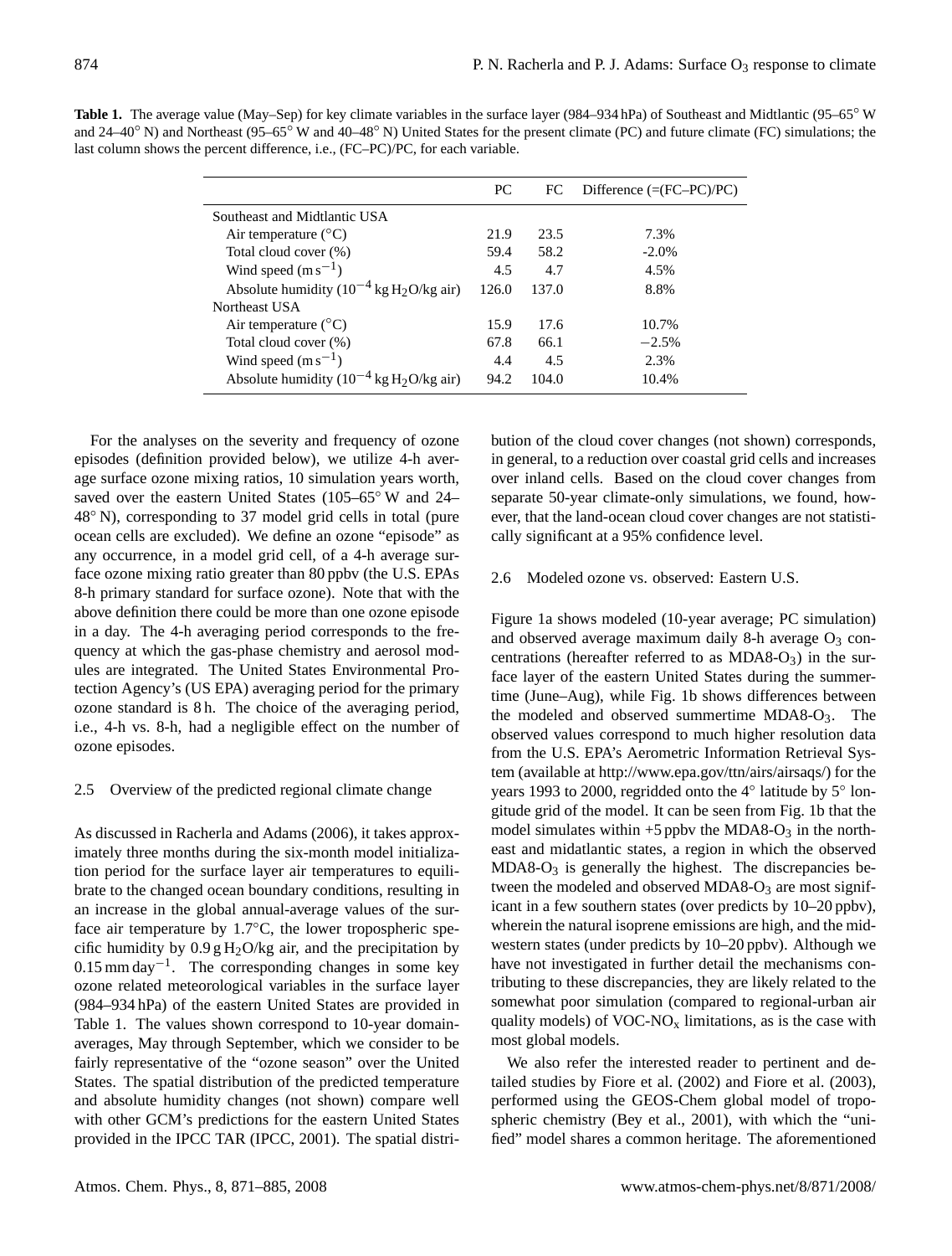**Table 1.** The average value (May–Sep) for key climate variables in the surface layer (984–934 hPa) of Southeast and Midtlantic (95–65° W and 24–40° N) and Northeast (95–65° W and 40–48° N) United States for the present climate (PC) and future climate (FC) simulations; the last column shows the percent difference, i.e., (FC–PC)/PC, for each variable.

| | PC | FC | Difference (=(FC–PC)/PC) |
|---|---|---|---|
| Southeast and Midtlantic USA | | | |
| Air temperature (°C) | 21.9 | 23.5 | 7.3% |
| Total cloud cover (%) | 59.4 | 58.2 | -2.0% |
| Wind speed ($m\,s^{-1}$) | 4.5 | 4.7 | 4.5% |
| Absolute humidity ($10^{-4}$ kg $H_2O$/kg air) | 126.0 | 137.0 | 8.8% |
| Northeast USA | | | |
| Air temperature (°C) | 15.9 | 17.6 | 10.7% |
| Total cloud cover (%) | 67.8 | 66.1 | −2.5% |
| Wind speed ($m\,s^{-1}$) | 4.4 | 4.5 | 2.3% |
| Absolute humidity ($10^{-4}$ kg $H_2O$/kg air) | 94.2 | 104.0 | 10.4% |

For the analyses on the severity and frequency of ozone episodes (definition provided below), we utilize 4-h average surface ozone mixing ratios, 10 simulation years worth, saved over the eastern United States (105–65° W and 24–48° N), corresponding to 37 model grid cells in total (pure ocean cells are excluded). We define an ozone "episode" as any occurrence, in a model grid cell, of a 4-h average surface ozone mixing ratio greater than 80 ppbv (the U.S. EPAs 8-h primary standard for surface ozone). Note that with the above definition there could be more than one ozone episode in a day. The 4-h averaging period corresponds to the frequency at which the gas-phase chemistry and aerosol modules are integrated. The United States Environmental Protection Agency's (US EPA) averaging period for the primary ozone standard is 8 h. The choice of the averaging period, i.e., 4-h vs. 8-h, had a negligible effect on the number of ozone episodes.

### 2.5 Overview of the predicted regional climate change

As discussed in Racherla and Adams (2006), it takes approximately three months during the six-month model initialization period for the surface layer air temperatures to equilibrate to the changed ocean boundary conditions, resulting in an increase in the global annual-average values of the surface air temperature by 1.7°C, the lower tropospheric specific humidity by 0.9 g $H_2O$/kg air, and the precipitation by 0.15 mm $day^{-1}$. The corresponding changes in some key ozone related meteorological variables in the surface layer (984–934 hPa) of the eastern United States are provided in Table 1. The values shown correspond to 10-year domain-averages, May through September, which we consider to be fairly representative of the "ozone season" over the United States. The spatial distribution of the predicted temperature and absolute humidity changes (not shown) compare well with other GCM's predictions for the eastern United States provided in the IPCC TAR (IPCC, 2001). The spatial distribution of the cloud cover changes (not shown) corresponds, in general, to a reduction over coastal grid cells and increases over inland cells. Based on the cloud cover changes from separate 50-year climate-only simulations, we found, however, that the land-ocean cloud cover changes are not statistically significant at a 95% confidence level.

### 2.6 Modeled ozone vs. observed: Eastern U.S.

Figure 1a shows modeled (10-year average; PC simulation) and observed average maximum daily 8-h average $O_3$ concentrations (hereafter referred to as MDA8-$O_3$) in the surface layer of the eastern United States during the summertime (June–Aug), while Fig. 1b shows differences between the modeled and observed summertime MDA8-$O_3$. The observed values correspond to much higher resolution data from the U.S. EPA's Aerometric Information Retrieval System (available at http://www.epa.gov/ttn/airs/airsaqs/) for the years 1993 to 2000, regridded onto the 4° latitude by 5° longitude grid of the model. It can be seen from Fig. 1b that the model simulates within +5 ppbv the MDA8-$O_3$ in the northeast and midatlantic states, a region in which the observed MDA8-$O_3$ is generally the highest. The discrepancies between the modeled and observed MDA8-$O_3$ are most significant in a few southern states (over predicts by 10–20 ppbv), wherein the natural isoprene emissions are high, and the midwestern states (under predicts by 10–20 ppbv). Although we have not investigated in further detail the mechanisms contributing to these discrepancies, they are likely related to the somewhat poor simulation (compared to regional-urban air quality models) of VOC-$NO_x$ limitations, as is the case with most global models.

We also refer the interested reader to pertinent and detailed studies by Fiore et al. (2002) and Fiore et al. (2003), performed using the GEOS-Chem global model of tropospheric chemistry (Bey et al., 2001), with which the "unified" model shares a common heritage. The aforementioned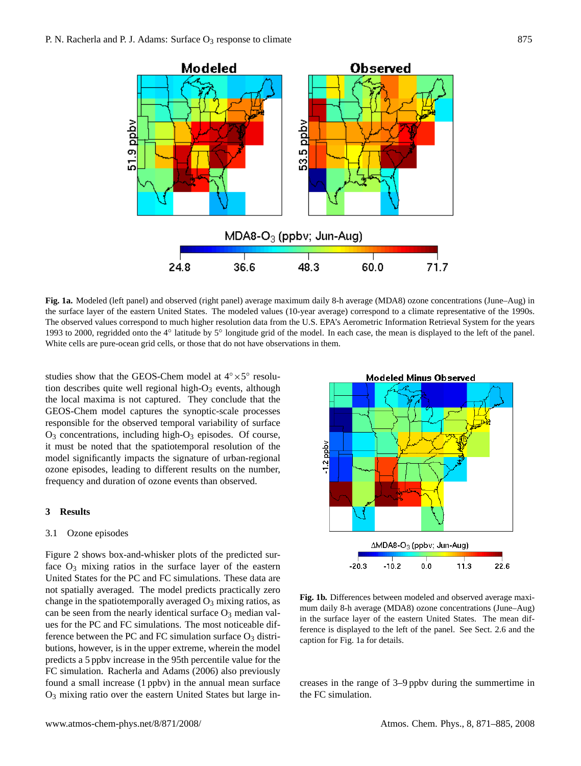**Fig. 1a.** Modeled (left panel) and observed (right panel) average maximum daily 8-h average (MDA8) ozone concentrations (June–Aug) in the surface layer of the eastern United States. The modeled values (10-year average) correspond to a climate representative of the 1990s. The observed values correspond to much higher resolution data from the U.S. EPA's Aerometric Information Retrieval System for the years 1993 to 2000, regridded onto the 4° latitude by 5° longitude grid of the model. In each case, the mean is displayed to the left of the panel. White cells are pure-ocean grid cells, or those that do not have observations in them.

studies show that the GEOS-Chem model at $4^{\circ}\times5^{\circ}$ resolution describes quite well regional high-$O_3$ events, although the local maxima is not captured. They conclude that the GEOS-Chem model captures the synoptic-scale processes responsible for the observed temporal variability of surface $O_3$ concentrations, including high-$O_3$ episodes. Of course, it must be noted that the spatiotemporal resolution of the model significantly impacts the signature of urban-regional ozone episodes, leading to different results on the number, frequency and duration of ozone events than observed.

## 3 Results

### 3.1 Ozone episodes

Figure 2 shows box-and-whisker plots of the predicted surface $O_3$ mixing ratios in the surface layer of the eastern United States for the PC and FC simulations. These data are not spatially averaged. The model predicts practically zero change in the spatiotemporally averaged $O_3$ mixing ratios, as can be seen from the nearly identical surface $O_3$ median values for the PC and FC simulations. The most noticeable difference between the PC and FC simulation surface $O_3$ distributions, however, is in the upper extreme, wherein the model predicts a 5 ppbv increase in the 95th percentile value for the FC simulation. Racherla and Adams (2006) also previously found a small increase (1 ppbv) in the annual mean surface $O_3$ mixing ratio over the eastern United States but large increases in the range of 3–9 ppbv during the summertime in the FC simulation.

**Fig. 1b.** Differences between modeled and observed average maximum daily 8-h average (MDA8) ozone concentrations (June–Aug) in the surface layer of the eastern United States. The mean difference is displayed to the left of the panel. See Sect. 2.6 and the caption for Fig. 1a for details.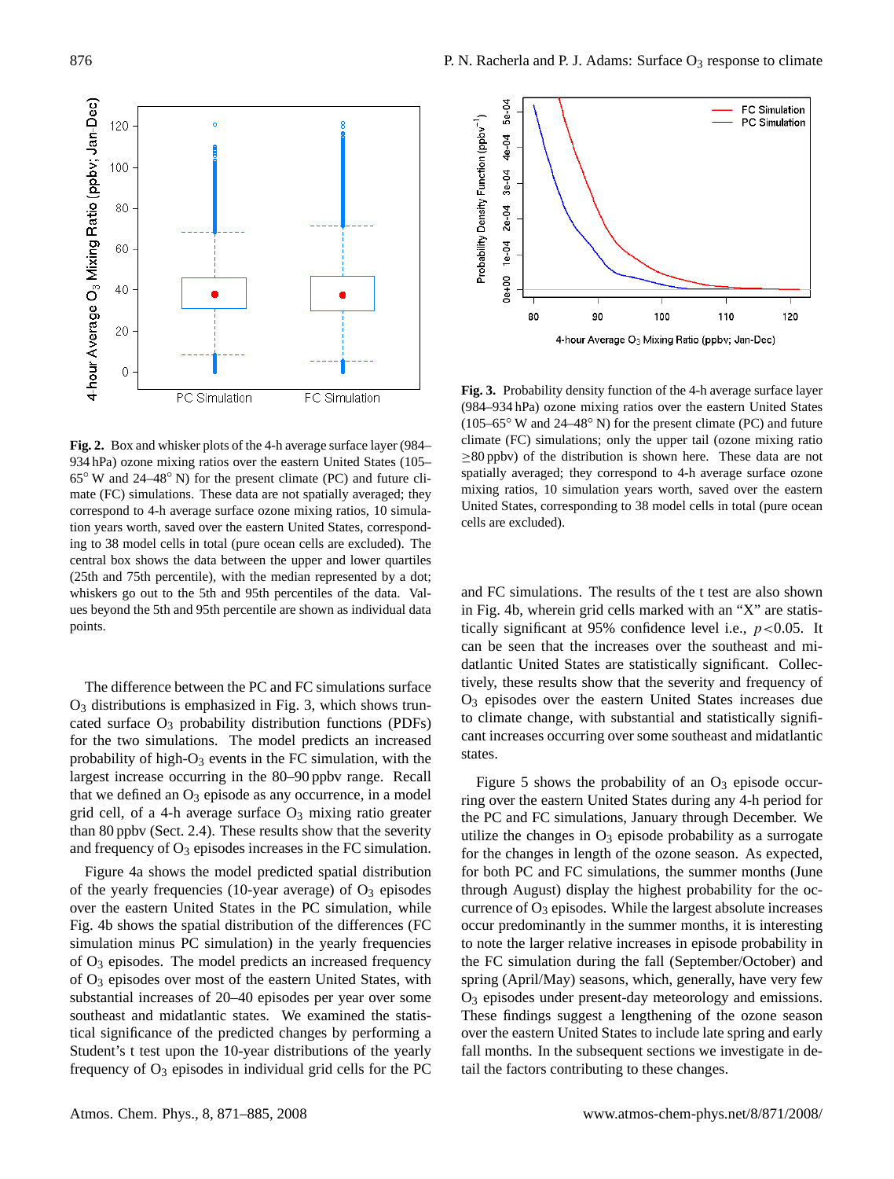**Fig. 2.** Box and whisker plots of the 4-h average surface layer (984–934 hPa) ozone mixing ratios over the eastern United States (105–65° W and 24–48° N) for the present climate (PC) and future climate (FC) simulations. These data are not spatially averaged; they correspond to 4-h average surface ozone mixing ratios, 10 simulation years worth, saved over the eastern United States, corresponding to 38 model cells in total (pure ocean cells are excluded). The central box shows the data between the upper and lower quartiles (25th and 75th percentile), with the median represented by a dot; whiskers go out to the 5th and 95th percentiles of the data. Values beyond the 5th and 95th percentile are shown as individual data points.

**Fig. 3.** Probability density function of the 4-h average surface layer (984–934 hPa) ozone mixing ratios over the eastern United States (105–65° W and 24–48° N) for the present climate (PC) and future climate (FC) simulations; only the upper tail (ozone mixing ratio ≥80 ppbv) of the distribution is shown here. These data are not spatially averaged; they correspond to 4-h average surface ozone mixing ratios, 10 simulation years worth, saved over the eastern United States, corresponding to 38 model cells in total (pure ocean cells are excluded).

The difference between the PC and FC simulations surface $O_3$ distributions is emphasized in Fig. 3, which shows truncated surface $O_3$ probability distribution functions (PDFs) for the two simulations. The model predicts an increased probability of high-$O_3$ events in the FC simulation, with the largest increase occurring in the 80–90 ppbv range. Recall that we defined an $O_3$ episode as any occurrence, in a model grid cell, of a 4-h average surface $O_3$ mixing ratio greater than 80 ppbv (Sect. 2.4). These results show that the severity and frequency of $O_3$ episodes increases in the FC simulation.

Figure 4a shows the model predicted spatial distribution of the yearly frequencies (10-year average) of $O_3$ episodes over the eastern United States in the PC simulation, while Fig. 4b shows the spatial distribution of the differences (FC simulation minus PC simulation) in the yearly frequencies of $O_3$ episodes. The model predicts an increased frequency of $O_3$ episodes over most of the eastern United States, with substantial increases of 20–40 episodes per year over some southeast and midatlantic states. We examined the statistical significance of the predicted changes by performing a Student's t test upon the 10-year distributions of the yearly frequency of $O_3$ episodes in individual grid cells for the PC and FC simulations. The results of the t test are also shown in Fig. 4b, wherein grid cells marked with an "X" are statistically significant at 95% confidence level i.e., $p<0.05$. It can be seen that the increases over the southeast and midatlantic United States are statistically significant. Collectively, these results show that the severity and frequency of $O_3$ episodes over the eastern United States increases due to climate change, with substantial and statistically significant increases occurring over some southeast and midatlantic states.

Figure 5 shows the probability of an $O_3$ episode occurring over the eastern United States during any 4-h period for the PC and FC simulations, January through December. We utilize the changes in $O_3$ episode probability as a surrogate for the changes in length of the ozone season. As expected, for both PC and FC simulations, the summer months (June through August) display the highest probability for the occurrence of $O_3$ episodes. While the largest absolute increases occur predominantly in the summer months, it is interesting to note the larger relative increases in episode probability in the FC simulation during the fall (September/October) and spring (April/May) seasons, which, generally, have very few $O_3$ episodes under present-day meteorology and emissions. These findings suggest a lengthening of the ozone season over the eastern United States to include late spring and early fall months. In the subsequent sections we investigate in detail the factors contributing to these changes.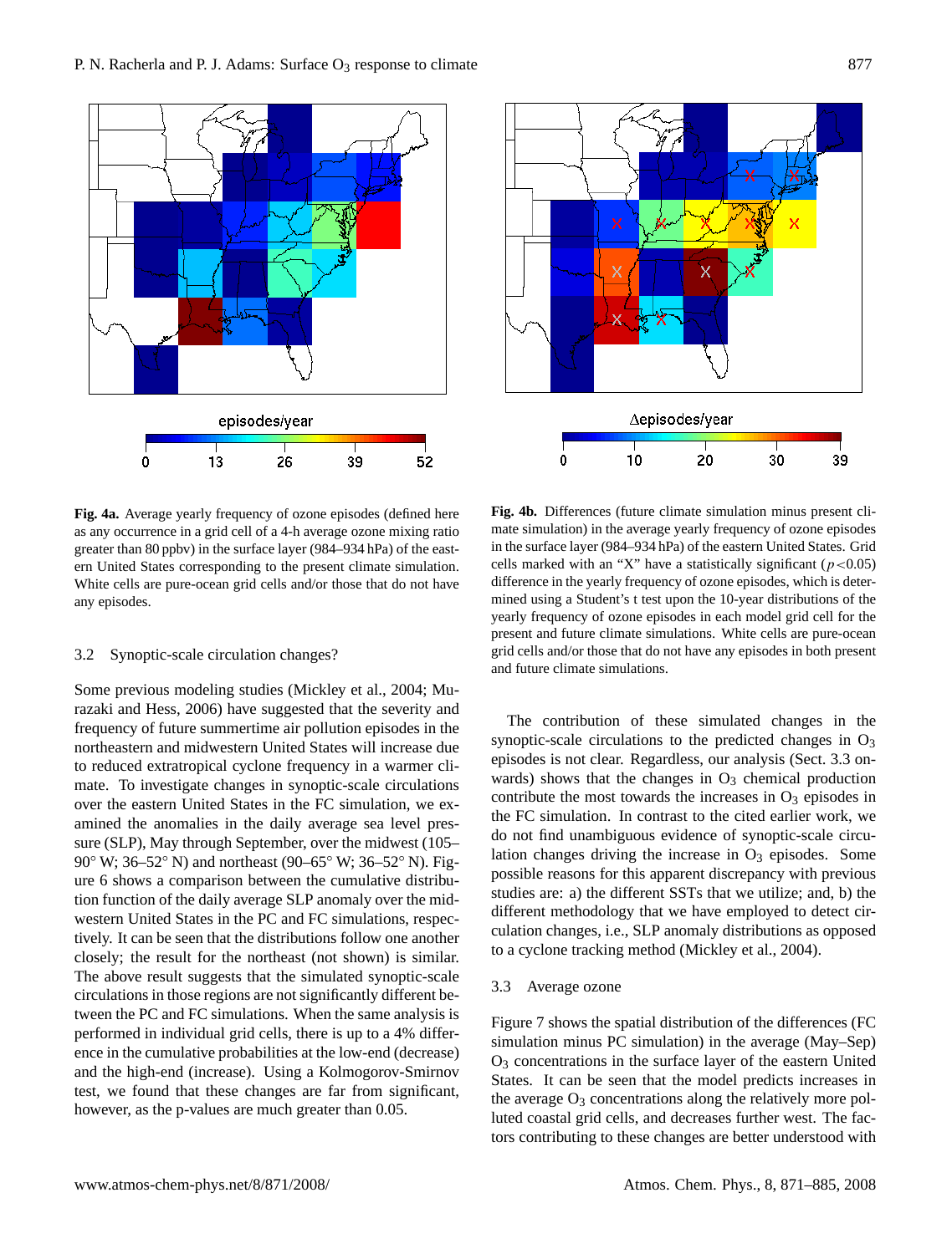**Fig. 4a.** Average yearly frequency of ozone episodes (defined here as any occurrence in a grid cell of a 4-h average ozone mixing ratio greater than 80 ppbv) in the surface layer (984–934 hPa) of the eastern United States corresponding to the present climate simulation. White cells are pure-ocean grid cells and/or those that do not have any episodes.

**Fig. 4b.** Differences (future climate simulation minus present climate simulation) in the average yearly frequency of ozone episodes in the surface layer (984–934 hPa) of the eastern United States. Grid cells marked with an "X" have a statistically significant ($p<0.05$) difference in the yearly frequency of ozone episodes, which is determined using a Student's t test upon the 10-year distributions of the yearly frequency of ozone episodes in each model grid cell for the present and future climate simulations. White cells are pure-ocean grid cells and/or those that do not have any episodes in both present and future climate simulations.

### 3.2 Synoptic-scale circulation changes?

Some previous modeling studies (Mickley et al., 2004; Murazaki and Hess, 2006) have suggested that the severity and frequency of future summertime air pollution episodes in the northeastern and midwestern United States will increase due to reduced extratropical cyclone frequency in a warmer climate. To investigate changes in synoptic-scale circulations over the eastern United States in the FC simulation, we examined the anomalies in the daily average sea level pressure (SLP), May through September, over the midwest (105–90° W; 36–52° N) and northeast (90–65° W; 36–52° N). Figure 6 shows a comparison between the cumulative distribution function of the daily average SLP anomaly over the midwestern United States in the PC and FC simulations, respectively. It can be seen that the distributions follow one another closely; the result for the northeast (not shown) is similar. The above result suggests that the simulated synoptic-scale circulations in those regions are not significantly different between the PC and FC simulations. When the same analysis is performed in individual grid cells, there is up to a 4% difference in the cumulative probabilities at the low-end (decrease) and the high-end (increase). Using a Kolmogorov-Smirnov test, we found that these changes are far from significant, however, as the p-values are much greater than 0.05.

The contribution of these simulated changes in the synoptic-scale circulations to the predicted changes in $O_3$ episodes is not clear. Regardless, our analysis (Sect. 3.3 onwards) shows that the changes in $O_3$ chemical production contribute the most towards the increases in $O_3$ episodes in the FC simulation. In contrast to the cited earlier work, we do not find unambiguous evidence of synoptic-scale circulation changes driving the increase in $O_3$ episodes. Some possible reasons for this apparent discrepancy with previous studies are: a) the different SSTs that we utilize; and, b) the different methodology that we have employed to detect circulation changes, i.e., SLP anomaly distributions as opposed to a cyclone tracking method (Mickley et al., 2004).

### 3.3 Average ozone

Figure 7 shows the spatial distribution of the differences (FC simulation minus PC simulation) in the average (May–Sep) $O_3$ concentrations in the surface layer of the eastern United States. It can be seen that the model predicts increases in the average $O_3$ concentrations along the relatively more polluted coastal grid cells, and decreases further west. The factors contributing to these changes are better understood with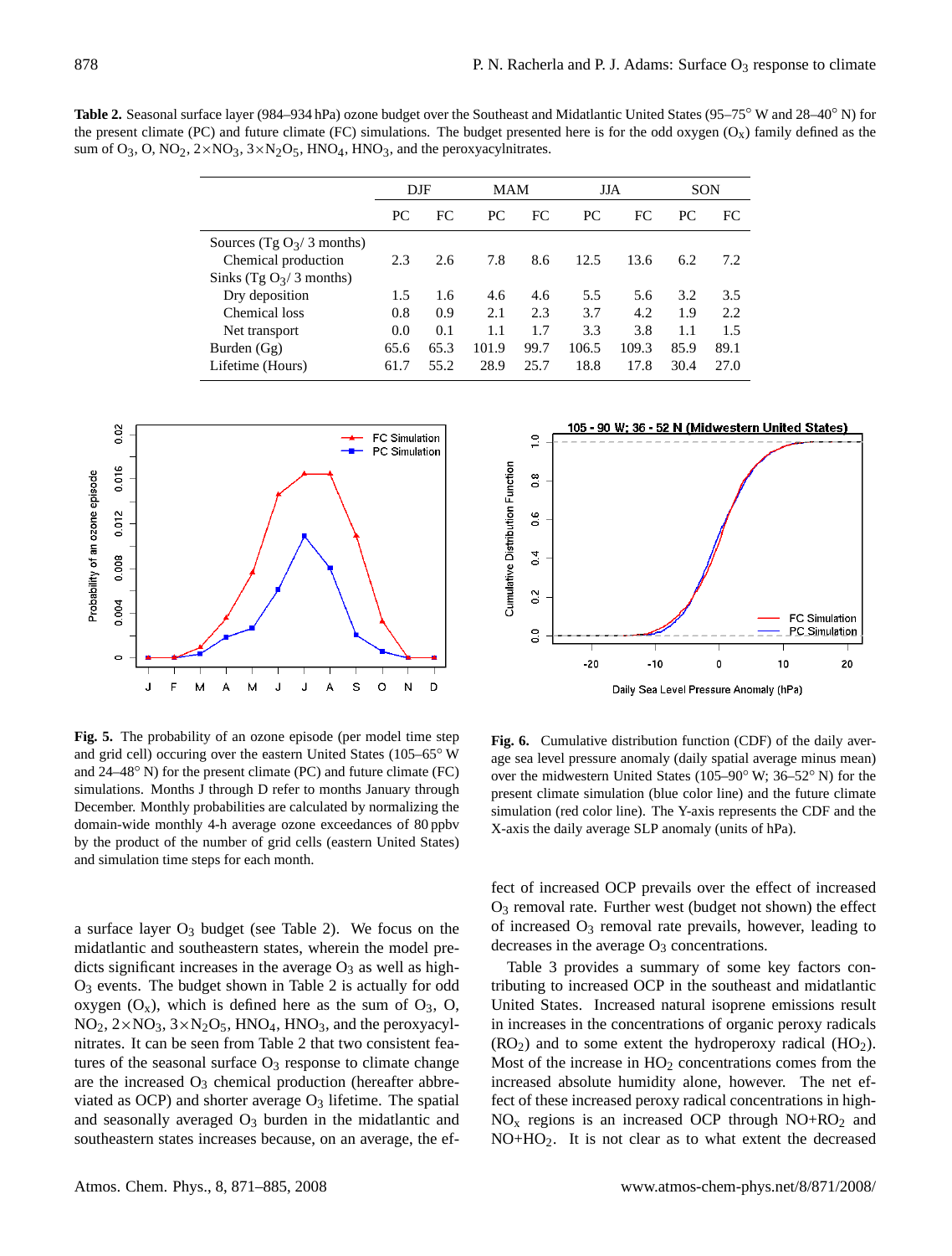**Table 2.** Seasonal surface layer (984–934 hPa) ozone budget over the Southeast and Midatlantic United States (95–75° W and 28–40° N) for the present climate (PC) and future climate (FC) simulations. The budget presented here is for the odd oxygen ($O_x$) family defined as the sum of $O_3$, O, $NO_2$, $2\times NO_3$, $3\times N_2O_5$, $HNO_4$, $HNO_3$, and the peroxyacylnitrates.

| | DJF | | MAM | | JJA | | SON | |
|---|---|---|---|---|---|---|---|---|
| | PC | FC | PC | FC | PC | FC | PC | FC |
| Sources (Tg $O_3$/ 3 months) | | | | | | | | |
| Chemical production | 2.3 | 2.6 | 7.8 | 8.6 | 12.5 | 13.6 | 6.2 | 7.2 |
| Sinks (Tg $O_3$/ 3 months) | | | | | | | | |
| Dry deposition | 1.5 | 1.6 | 4.6 | 4.6 | 5.5 | 5.6 | 3.2 | 3.5 |
| Chemical loss | 0.8 | 0.9 | 2.1 | 2.3 | 3.7 | 4.2 | 1.9 | 2.2 |
| Net transport | 0.0 | 0.1 | 1.1 | 1.7 | 3.3 | 3.8 | 1.1 | 1.5 |
| Burden (Gg) | 65.6 | 65.3 | 101.9 | 99.7 | 106.5 | 109.3 | 85.9 | 89.1 |
| Lifetime (Hours) | 61.7 | 55.2 | 28.9 | 25.7 | 18.8 | 17.8 | 30.4 | 27.0 |

**Fig. 5.** The probability of an ozone episode (per model time step and grid cell) occuring over the eastern United States (105–65° W and 24–48° N) for the present climate (PC) and future climate (FC) simulations. Months J through D refer to months January through December. Monthly probabilities are calculated by normalizing the domain-wide monthly 4-h average ozone exceedances of 80 ppbv by the product of the number of grid cells (eastern United States) and simulation time steps for each month.

**Fig. 6.** Cumulative distribution function (CDF) of the daily average sea level pressure anomaly (daily spatial average minus mean) over the midwestern United States (105–90° W; 36–52° N) for the present climate simulation (blue color line) and the future climate simulation (red color line). The Y-axis represents the CDF and the X-axis the daily average SLP anomaly (units of hPa).

a surface layer $O_3$ budget (see Table 2). We focus on the midatlantic and southeastern states, wherein the model predicts significant increases in the average $O_3$ as well as high-$O_3$ events. The budget shown in Table 2 is actually for odd oxygen ($O_x$), which is defined here as the sum of $O_3$, O, $NO_2$, $2\times NO_3$, $3\times N_2O_5$, $HNO_4$, $HNO_3$, and the peroxyacylnitrates. It can be seen from Table 2 that two consistent features of the seasonal surface $O_3$ response to climate change are the increased $O_3$ chemical production (hereafter abbreviated as OCP) and shorter average $O_3$ lifetime. The spatial and seasonally averaged $O_3$ burden in the midatlantic and southeastern states increases because, on an average, the effect of increased OCP prevails over the effect of increased $O_3$ removal rate. Further west (budget not shown) the effect of increased $O_3$ removal rate prevails, however, leading to decreases in the average $O_3$ concentrations.

Table 3 provides a summary of some key factors contributing to increased OCP in the southeast and midatlantic United States. Increased natural isoprene emissions result in increases in the concentrations of organic peroxy radicals ($RO_2$) and to some extent the hydroperoxy radical ($HO_2$). Most of the increase in $HO_2$ concentrations comes from the increased absolute humidity alone, however. The net effect of these increased peroxy radical concentrations in high-$NO_x$ regions is an increased OCP through NO+$RO_2$ and NO+$HO_2$. It is not clear as to what extent the decreased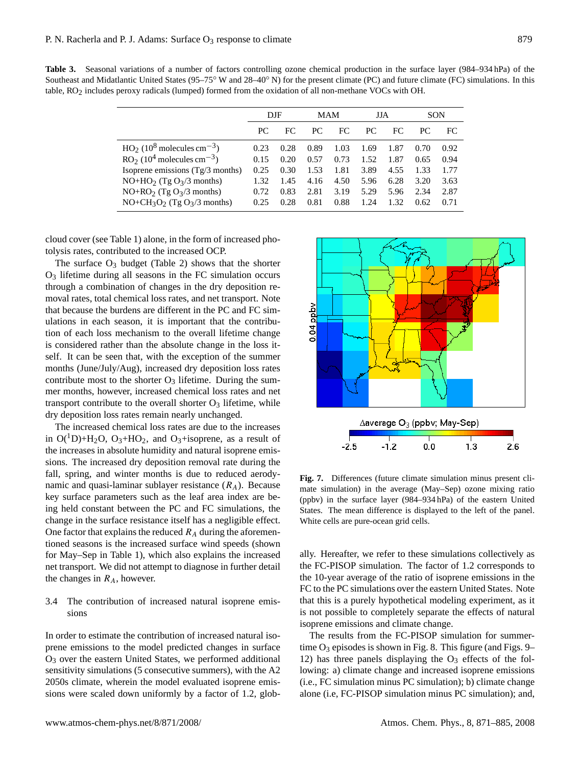**Table 3.** Seasonal variations of a number of factors controlling ozone chemical production in the surface layer (984–934 hPa) of the Southeast and Midatlantic United States (95–75° W and 28–40° N) for the present climate (PC) and future climate (FC) simulations. In this table, $RO_2$ includes peroxy radicals (lumped) formed from the oxidation of all non-methane VOCs with OH.

| | DJF | | MAM | | JJA | | SON | |
|---|---|---|---|---|---|---|---|---|
| | PC | FC | PC | FC | PC | FC | PC | FC |
| $HO_2$ ($10^8$ molecules cm$^{-3}$) | 0.23 | 0.28 | 0.89 | 1.03 | 1.69 | 1.87 | 0.70 | 0.92 |
| $RO_2$ ($10^4$ molecules cm$^{-3}$) | 0.15 | 0.20 | 0.57 | 0.73 | 1.52 | 1.87 | 0.65 | 0.94 |
| Isoprene emissions (Tg/3 months) | 0.25 | 0.30 | 1.53 | 1.81 | 3.89 | 4.55 | 1.33 | 1.77 |
| NO+$HO_2$ (Tg $O_3$/3 months) | 1.32 | 1.45 | 4.16 | 4.50 | 5.96 | 6.28 | 3.20 | 3.63 |
| NO+$RO_2$ (Tg $O_3$/3 months) | 0.72 | 0.83 | 2.81 | 3.19 | 5.29 | 5.96 | 2.34 | 2.87 |
| NO+$CH_3O_2$ (Tg $O_3$/3 months) | 0.25 | 0.28 | 0.81 | 0.88 | 1.24 | 1.32 | 0.62 | 0.71 |

cloud cover (see Table 1) alone, in the form of increased photolysis rates, contributed to the increased OCP.

The surface $O_3$ budget (Table 2) shows that the shorter $O_3$ lifetime during all seasons in the FC simulation occurs through a combination of changes in the dry deposition removal rates, total chemical loss rates, and net transport. Note that because the burdens are different in the PC and FC simulations in each season, it is important that the contribution of each loss mechanism to the overall lifetime change is considered rather than the absolute change in the loss itself. It can be seen that, with the exception of the summer months (June/July/Aug), increased dry deposition loss rates contribute most to the shorter $O_3$ lifetime. During the summer months, however, increased chemical loss rates and net transport contribute to the overall shorter $O_3$ lifetime, while dry deposition loss rates remain nearly unchanged.

The increased chemical loss rates are due to the increases in $O(^1D)$+$H_2O$, $O_3$+$HO_2$, and $O_3$+isoprene, as a result of the increases in absolute humidity and natural isoprene emissions. The increased dry deposition removal rate during the fall, spring, and winter months is due to reduced aerodynamic and quasi-laminar sublayer resistance ($R_A$). Because key surface parameters such as the leaf area index are being held constant between the PC and FC simulations, the change in the surface resistance itself has a negligible effect. One factor that explains the reduced $R_A$ during the aforementioned seasons is the increased surface wind speeds (shown for May–Sep in Table 1), which also explains the increased net transport. We did not attempt to diagnose in further detail the changes in $R_A$, however.

### 3.4 The contribution of increased natural isoprene emissions

In order to estimate the contribution of increased natural isoprene emissions to the model predicted changes in surface $O_3$ over the eastern United States, we performed additional sensitivity simulations (5 consecutive summers), with the A2 2050s climate, wherein the model evaluated isoprene emissions were scaled down uniformly by a factor of 1.2, globally. Hereafter, we refer to these simulations collectively as the FC-PISOP simulation. The factor of 1.2 corresponds to the 10-year average of the ratio of isoprene emissions in the FC to the PC simulations over the eastern United States. Note that this is a purely hypothetical modeling experiment, as it is not possible to completely separate the effects of natural isoprene emissions and climate change.

The results from the FC-PISOP simulation for summertime $O_3$ episodes is shown in Fig. 8. This figure (and Figs. 9–12) has three panels displaying the $O_3$ effects of the following: a) climate change and increased isoprene emissions (i.e., FC simulation minus PC simulation); b) climate change alone (i.e, FC-PISOP simulation minus PC simulation); and,

**Fig. 7.** Differences (future climate simulation minus present climate simulation) in the average (May–Sep) ozone mixing ratio (ppbv) in the surface layer (984–934 hPa) of the eastern United States. The mean difference is displayed to the left of the panel. White cells are pure-ocean grid cells.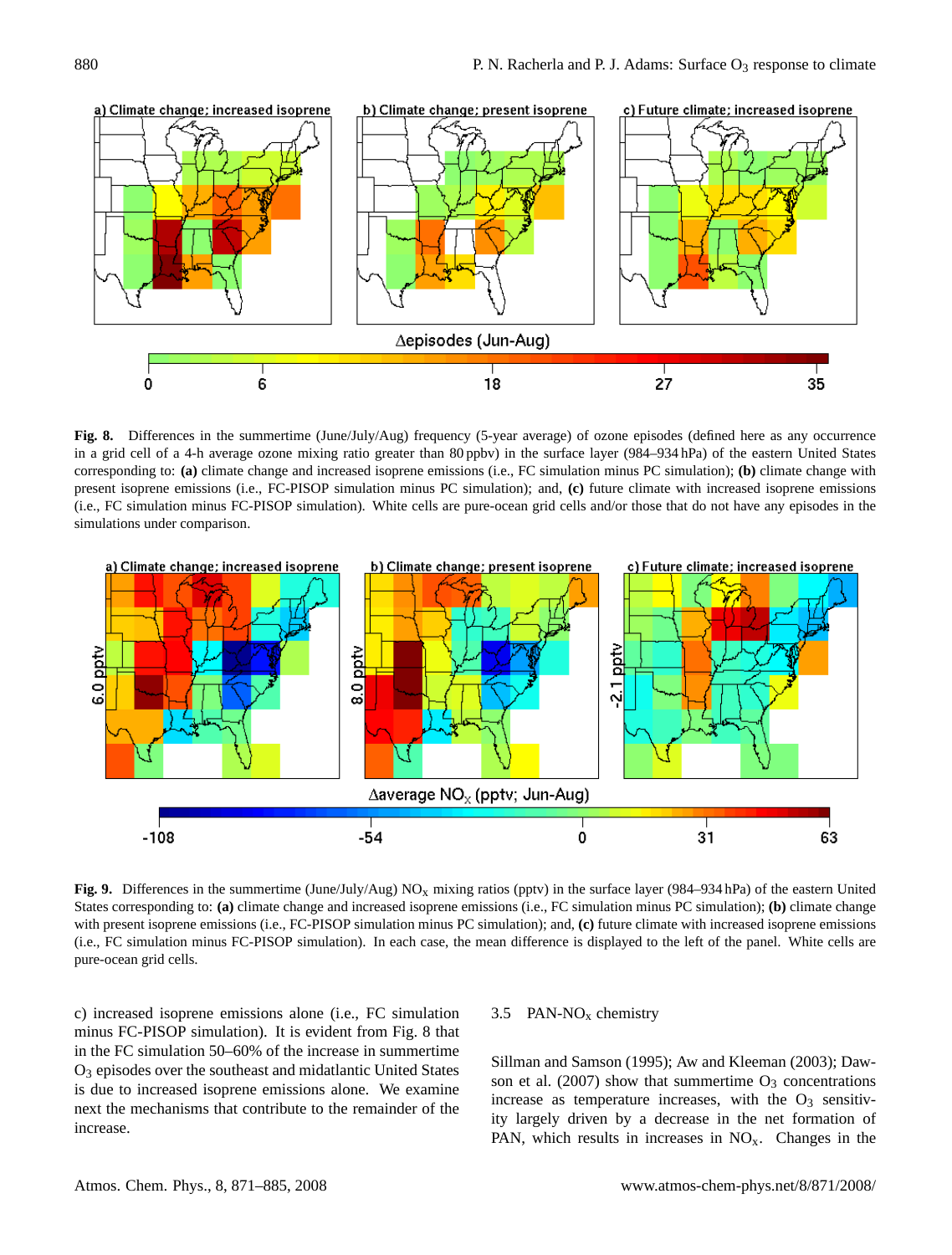**Fig. 8.** Differences in the summertime (June/July/Aug) frequency (5-year average) of ozone episodes (defined here as any occurrence in a grid cell of a 4-h average ozone mixing ratio greater than 80 ppbv) in the surface layer (984–934 hPa) of the eastern United States corresponding to: **(a)** climate change and increased isoprene emissions (i.e., FC simulation minus PC simulation); **(b)** climate change with present isoprene emissions (i.e., FC-PISOP simulation minus PC simulation); and, **(c)** future climate with increased isoprene emissions (i.e., FC simulation minus FC-PISOP simulation). White cells are pure-ocean grid cells and/or those that do not have any episodes in the simulations under comparison.

**Fig. 9.** Differences in the summertime (June/July/Aug) $NO_x$ mixing ratios (pptv) in the surface layer (984–934 hPa) of the eastern United States corresponding to: **(a)** climate change and increased isoprene emissions (i.e., FC simulation minus PC simulation); **(b)** climate change with present isoprene emissions (i.e., FC-PISOP simulation minus PC simulation); and, **(c)** future climate with increased isoprene emissions (i.e., FC simulation minus FC-PISOP simulation). In each case, the mean difference is displayed to the left of the panel. White cells are pure-ocean grid cells.

c) increased isoprene emissions alone (i.e., FC simulation minus FC-PISOP simulation). It is evident from Fig. 8 that in the FC simulation 50–60% of the increase in summertime $O_3$ episodes over the southeast and midatlantic United States is due to increased isoprene emissions alone. We examine next the mechanisms that contribute to the remainder of the increase.

### 3.5 PAN-$NO_x$ chemistry

Sillman and Samson (1995); Aw and Kleeman (2003); Dawson et al. (2007) show that summertime $O_3$ concentrations increase as temperature increases, with the $O_3$ sensitivity largely driven by a decrease in the net formation of PAN, which results in increases in $NO_x$. Changes in the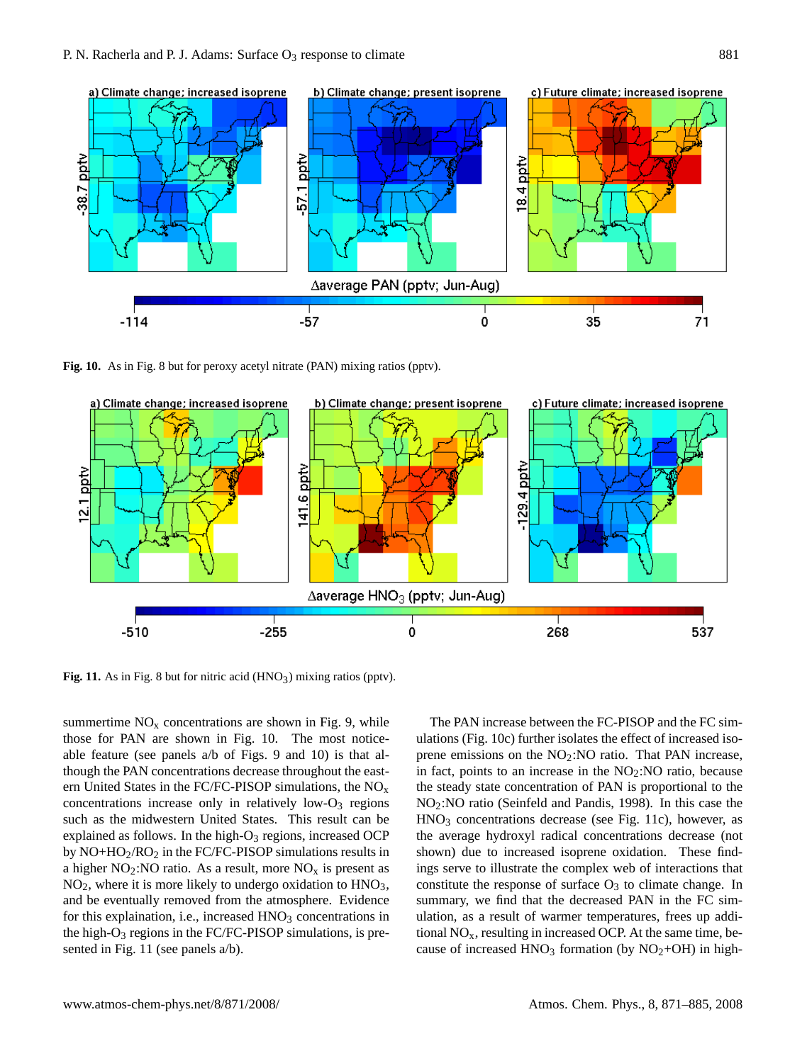**Fig. 10.** As in Fig. 8 but for peroxy acetyl nitrate (PAN) mixing ratios (pptv).

**Fig. 11.** As in Fig. 8 but for nitric acid ($HNO_3$) mixing ratios (pptv).

summertime $NO_x$ concentrations are shown in Fig. 9, while those for PAN are shown in Fig. 10. The most noticeable feature (see panels a/b of Figs. 9 and 10) is that although the PAN concentrations decrease throughout the eastern United States in the FC/FC-PISOP simulations, the $NO_x$ concentrations increase only in relatively low-$O_3$ regions such as the midwestern United States. This result can be explained as follows. In the high-$O_3$ regions, increased OCP by $NO+HO_2/RO_2$ in the FC/FC-PISOP simulations results in a higher $NO_2$:NO ratio. As a result, more $NO_x$ is present as $NO_2$, where it is more likely to undergo oxidation to $HNO_3$, and be eventually removed from the atmosphere. Evidence for this explaination, i.e., increased $HNO_3$ concentrations in the high-$O_3$ regions in the FC/FC-PISOP simulations, is presented in Fig. 11 (see panels a/b).

The PAN increase between the FC-PISOP and the FC simulations (Fig. 10c) further isolates the effect of increased isoprene emissions on the $NO_2$:NO ratio. That PAN increase, in fact, points to an increase in the $NO_2$:NO ratio, because the steady state concentration of PAN is proportional to the $NO_2$:NO ratio (Seinfeld and Pandis, 1998). In this case the $HNO_3$ concentrations decrease (see Fig. 11c), however, as the average hydroxyl radical concentrations decrease (not shown) due to increased isoprene oxidation. These findings serve to illustrate the complex web of interactions that constitute the response of surface $O_3$ to climate change. In summary, we find that the decreased PAN in the FC simulation, as a result of warmer temperatures, frees up additional $NO_x$, resulting in increased OCP. At the same time, because of increased $HNO_3$ formation (by $NO_2$+OH) in high-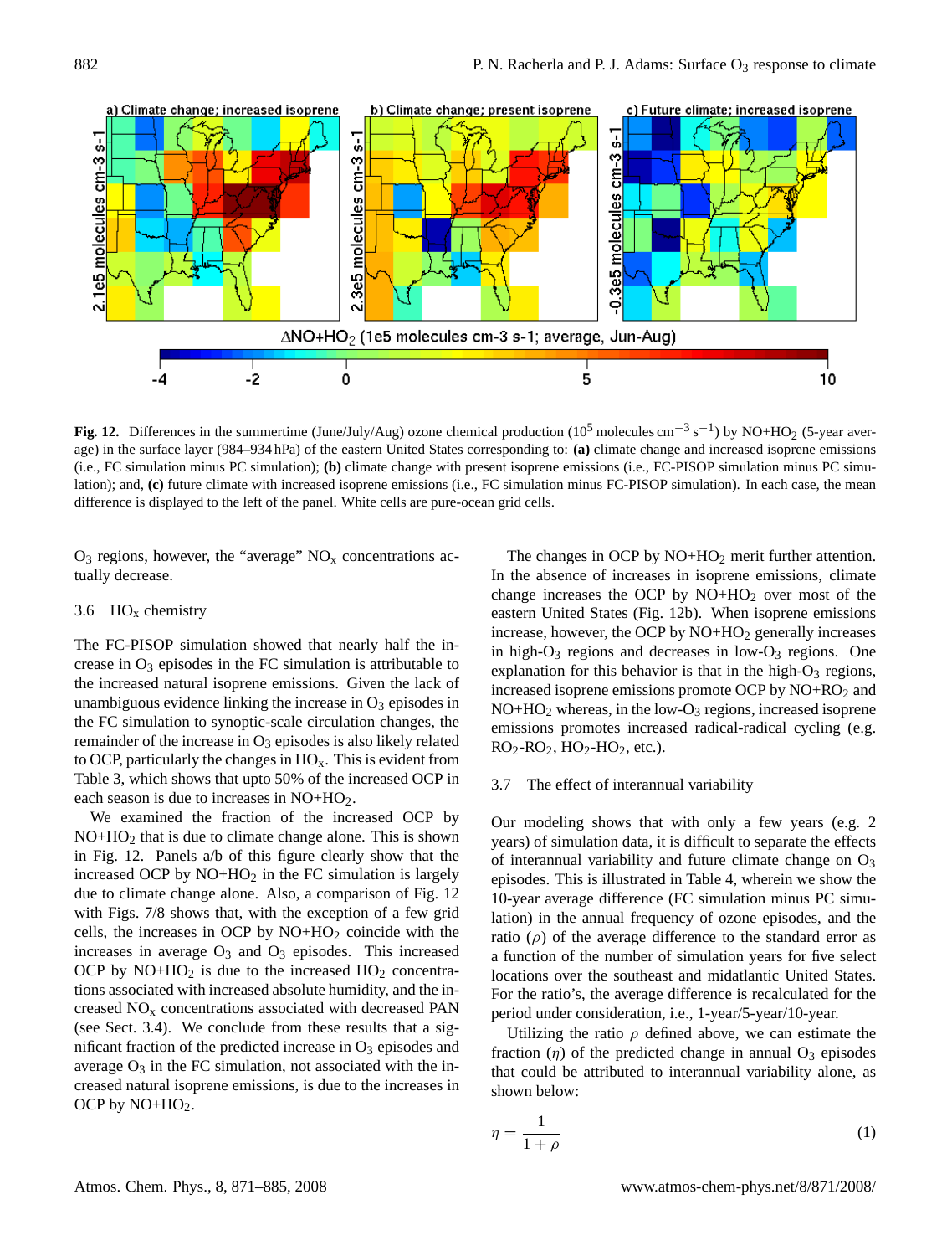**Fig. 12.** Differences in the summertime (June/July/Aug) ozone chemical production ($10^5$ molecules $cm^{-3}$ $s^{-1}$) by $NO+HO_2$ (5-year average) in the surface layer (984–934 hPa) of the eastern United States corresponding to: **(a)** climate change and increased isoprene emissions (i.e., FC simulation minus PC simulation); **(b)** climate change with present isoprene emissions (i.e., FC-PISOP simulation minus PC simulation); and, **(c)** future climate with increased isoprene emissions (i.e., FC simulation minus FC-PISOP simulation). In each case, the mean difference is displayed to the left of the panel. White cells are pure-ocean grid cells.

$O_3$ regions, however, the "average" $NO_x$ concentrations actually decrease.

### 3.6 $HO_x$ chemistry

The FC-PISOP simulation showed that nearly half the increase in $O_3$ episodes in the FC simulation is attributable to the increased natural isoprene emissions. Given the lack of unambiguous evidence linking the increase in $O_3$ episodes in the FC simulation to synoptic-scale circulation changes, the remainder of the increase in $O_3$ episodes is also likely related to OCP, particularly the changes in $HO_x$. This is evident from Table 3, which shows that upto 50% of the increased OCP in each season is due to increases in $NO+HO_2$.

We examined the fraction of the increased OCP by $NO+HO_2$ that is due to climate change alone. This is shown in Fig. 12. Panels a/b of this figure clearly show that the increased OCP by $NO+HO_2$ in the FC simulation is largely due to climate change alone. Also, a comparison of Fig. 12 with Figs. 7/8 shows that, with the exception of a few grid cells, the increases in OCP by $NO+HO_2$ coincide with the increases in average $O_3$ and $O_3$ episodes. This increased OCP by $NO+HO_2$ is due to the increased $HO_2$ concentrations associated with increased absolute humidity, and the increased $NO_x$ concentrations associated with decreased PAN (see Sect. 3.4). We conclude from these results that a significant fraction of the predicted increase in $O_3$ episodes and average $O_3$ in the FC simulation, not associated with the increased natural isoprene emissions, is due to the increases in OCP by $NO+HO_2$.

The changes in OCP by $NO+HO_2$ merit further attention. In the absence of increases in isoprene emissions, climate change increases the OCP by $NO+HO_2$ over most of the eastern United States (Fig. 12b). When isoprene emissions increase, however, the OCP by $NO+HO_2$ generally increases in high-$O_3$ regions and decreases in low-$O_3$ regions. One explanation for this behavior is that in the high-$O_3$ regions, increased isoprene emissions promote OCP by $NO+RO_2$ and $NO+HO_2$ whereas, in the low-$O_3$ regions, increased isoprene emissions promotes increased radical-radical cycling (e.g. $RO_2$-$RO_2$, $HO_2$-$HO_2$, etc.).

### 3.7 The effect of interannual variability

Our modeling shows that with only a few years (e.g. 2 years) of simulation data, it is difficult to separate the effects of interannual variability and future climate change on $O_3$ episodes. This is illustrated in Table 4, wherein we show the 10-year average difference (FC simulation minus PC simulation) in the annual frequency of ozone episodes, and the ratio ($\rho$) of the average difference to the standard error as a function of the number of simulation years for five select locations over the southeast and midatlantic United States. For the ratio's, the average difference is recalculated for the period under consideration, i.e., 1-year/5-year/10-year.

Utilizing the ratio $\rho$ defined above, we can estimate the fraction ($\eta$) of the predicted change in annual $O_3$ episodes that could be attributed to interannual variability alone, as shown below:

$$\eta = \frac{1}{1+\rho} \tag{1}$$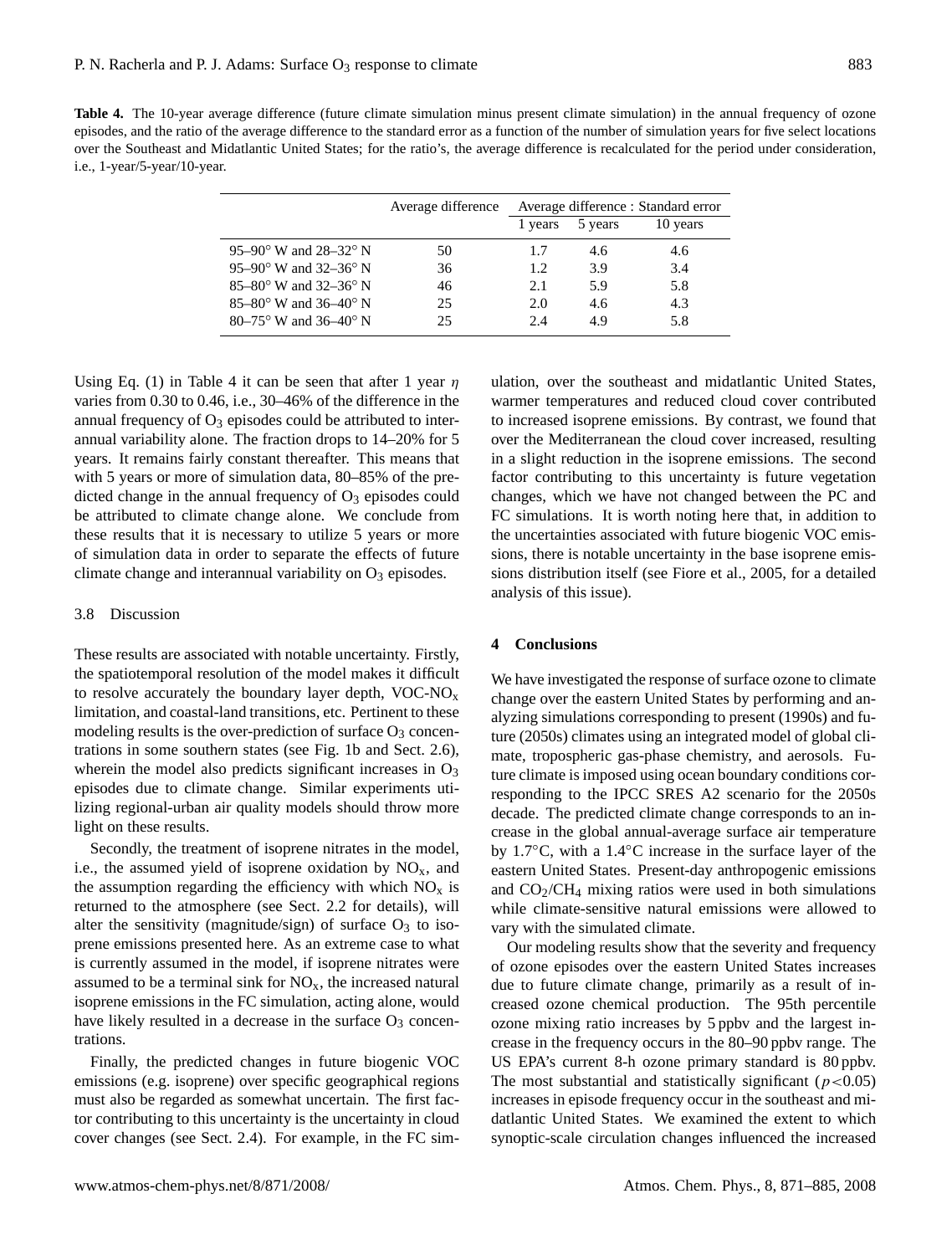**Table 4.** The 10-year average difference (future climate simulation minus present climate simulation) in the annual frequency of ozone episodes, and the ratio of the average difference to the standard error as a function of the number of simulation years for five select locations over the Southeast and Midatlantic United States; for the ratio's, the average difference is recalculated for the period under consideration, i.e., 1-year/5-year/10-year.

| | Average difference | Average difference : Standard error | | |
|---|---|---|---|---|
| | | 1 years | 5 years | 10 years |
| 95–90° W and 28–32° N | 50 | 1.7 | 4.6 | 4.6 |
| 95–90° W and 32–36° N | 36 | 1.2 | 3.9 | 3.4 |
| 85–80° W and 32–36° N | 46 | 2.1 | 5.9 | 5.8 |
| 85–80° W and 36–40° N | 25 | 2.0 | 4.6 | 4.3 |
| 80–75° W and 36–40° N | 25 | 2.4 | 4.9 | 5.8 |

Using Eq. (1) in Table 4 it can be seen that after 1 year $\eta$ varies from 0.30 to 0.46, i.e., 30–46% of the difference in the annual frequency of $O_3$ episodes could be attributed to interannual variability alone. The fraction drops to 14–20% for 5 years. It remains fairly constant thereafter. This means that with 5 years or more of simulation data, 80–85% of the predicted change in the annual frequency of $O_3$ episodes could be attributed to climate change alone. We conclude from these results that it is necessary to utilize 5 years or more of simulation data in order to separate the effects of future climate change and interannual variability on $O_3$ episodes.

### 3.8 Discussion

These results are associated with notable uncertainty. Firstly, the spatiotemporal resolution of the model makes it difficult to resolve accurately the boundary layer depth, VOC-$NO_x$ limitation, and coastal-land transitions, etc. Pertinent to these modeling results is the over-prediction of surface $O_3$ concentrations in some southern states (see Fig. 1b and Sect. 2.6), wherein the model also predicts significant increases in $O_3$ episodes due to climate change. Similar experiments utilizing regional-urban air quality models should throw more light on these results.

Secondly, the treatment of isoprene nitrates in the model, i.e., the assumed yield of isoprene oxidation by $NO_x$, and the assumption regarding the efficiency with which $NO_x$ is returned to the atmosphere (see Sect. 2.2 for details), will alter the sensitivity (magnitude/sign) of surface $O_3$ to isoprene emissions presented here. As an extreme case to what is currently assumed in the model, if isoprene nitrates were assumed to be a terminal sink for $NO_x$, the increased natural isoprene emissions in the FC simulation, acting alone, would have likely resulted in a decrease in the surface $O_3$ concentrations.

Finally, the predicted changes in future biogenic VOC emissions (e.g. isoprene) over specific geographical regions must also be regarded as somewhat uncertain. The first factor contributing to this uncertainty is the uncertainty in cloud cover changes (see Sect. 2.4). For example, in the FC simulation, over the southeast and midatlantic United States, warmer temperatures and reduced cloud cover contributed to increased isoprene emissions. By contrast, we found that over the Mediterranean the cloud cover increased, resulting in a slight reduction in the isoprene emissions. The second factor contributing to this uncertainty is future vegetation changes, which we have not changed between the PC and FC simulations. It is worth noting here that, in addition to the uncertainties associated with future biogenic VOC emissions, there is notable uncertainty in the base isoprene emissions distribution itself (see Fiore et al., 2005, for a detailed analysis of this issue).

## 4 Conclusions

We have investigated the response of surface ozone to climate change over the eastern United States by performing and analyzing simulations corresponding to present (1990s) and future (2050s) climates using an integrated model of global climate, tropospheric gas-phase chemistry, and aerosols. Future climate is imposed using ocean boundary conditions corresponding to the IPCC SRES A2 scenario for the 2050s decade. The predicted climate change corresponds to an increase in the global annual-average surface air temperature by 1.7°C, with a 1.4°C increase in the surface layer of the eastern United States. Present-day anthropogenic emissions and $CO_2$/$CH_4$ mixing ratios were used in both simulations while climate-sensitive natural emissions were allowed to vary with the simulated climate.

Our modeling results show that the severity and frequency of ozone episodes over the eastern United States increases due to future climate change, primarily as a result of increased ozone chemical production. The 95th percentile ozone mixing ratio increases by 5 ppbv and the largest increase in the frequency occurs in the 80–90 ppbv range. The US EPA's current 8-h ozone primary standard is 80 ppbv. The most substantial and statistically significant ($p<0.05$) increases in episode frequency occur in the southeast and midatlantic United States. We examined the extent to which synoptic-scale circulation changes influenced the increased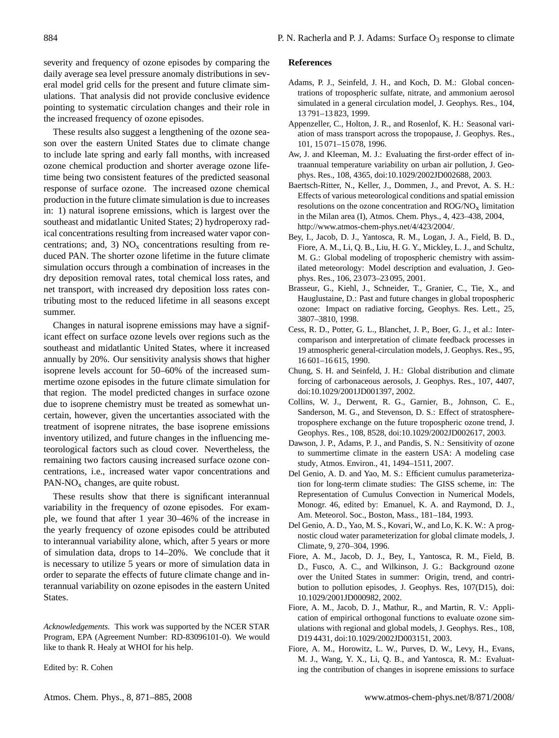severity and frequency of ozone episodes by comparing the daily average sea level pressure anomaly distributions in several model grid cells for the present and future climate simulations. That analysis did not provide conclusive evidence pointing to systematic circulation changes and their role in the increased frequency of ozone episodes.

These results also suggest a lengthening of the ozone season over the eastern United States due to climate change to include late spring and early fall months, with increased ozone chemical production and shorter average ozone lifetime being two consistent features of the predicted seasonal response of surface ozone. The increased ozone chemical production in the future climate simulation is due to increases in: 1) natural isoprene emissions, which is largest over the southeast and midatlantic United States; 2) hydroperoxy radical concentrations resulting from increased water vapor concentrations; and, 3) $NO_x$ concentrations resulting from reduced PAN. The shorter ozone lifetime in the future climate simulation occurs through a combination of increases in the dry deposition removal rates, total chemical loss rates, and net transport, with increased dry deposition loss rates contributing most to the reduced lifetime in all seasons except summer.

Changes in natural isoprene emissions may have a significant effect on surface ozone levels over regions such as the southeast and midatlantic United States, where it increased annually by 20%. Our sensitivity analysis shows that higher isoprene levels account for 50–60% of the increased summertime ozone episodes in the future climate simulation for that region. The model predicted changes in surface ozone due to isoprene chemistry must be treated as somewhat uncertain, however, given the uncertainties associated with the treatment of isoprene nitrates, the base isoprene emissions inventory utilized, and future changes in the influencing meteorological factors such as cloud cover. Nevertheless, the remaining two factors causing increased surface ozone concentrations, i.e., increased water vapor concentrations and PAN-$NO_x$ changes, are quite robust.

These results show that there is significant interannual variability in the frequency of ozone episodes. For example, we found that after 1 year 30–46% of the increase in the yearly frequency of ozone episodes could be attributed to interannual variability alone, which, after 5 years or more of simulation data, drops to 14–20%. We conclude that it is necessary to utilize 5 years or more of simulation data in order to separate the effects of future climate change and interannual variability on ozone episodes in the eastern United States.

*Acknowledgements.* This work was supported by the NCER STAR Program, EPA (Agreement Number: RD-83096101-0). We would like to thank R. Healy at WHOI for his help.

Edited by: R. Cohen

## References

Adams, P. J., Seinfeld, J. H., and Koch, D. M.: Global concentrations of tropospheric sulfate, nitrate, and ammonium aerosol simulated in a general circulation model, J. Geophys. Res., 104, 13 791–13 823, 1999.

Appenzeller, C., Holton, J. R., and Rosenlof, K. H.: Seasonal variation of mass transport across the tropopause, J. Geophys. Res., 101, 15 071–15 078, 1996.

Aw, J. and Kleeman, M. J.: Evaluating the first-order effect of intraannual temperature variability on urban air pollution, J. Geophys. Res., 108, 4365, doi:10.1029/2002JD002688, 2003.

Baertsch-Ritter, N., Keller, J., Dommen, J., and Prevot, A. S. H.: Effects of various meteorological conditions and spatial emission resolutions on the ozone concentration and ROG/$NO_x$ limitation in the Milan area (I), Atmos. Chem. Phys., 4, 423–438, 2004, http://www.atmos-chem-phys.net/4/423/2004/.

Bey, I., Jacob, D. J., Yantosca, R. M., Logan, J. A., Field, B. D., Fiore, A. M., Li, Q. B., Liu, H. G. Y., Mickley, L. J., and Schultz, M. G.: Global modeling of tropospheric chemistry with assimilated meteorology: Model description and evaluation, J. Geophys. Res., 106, 23 073–23 095, 2001.

Brasseur, G., Kiehl, J., Schneider, T., Granier, C., Tie, X., and Hauglustaine, D.: Past and future changes in global tropospheric ozone: Impact on radiative forcing, Geophys. Res. Lett., 25, 3807–3810, 1998.

Cess, R. D., Potter, G. L., Blanchet, J. P., Boer, G. J., et al.: Intercomparison and interpretation of climate feedback processes in 19 atmospheric general-circulation models, J. Geophys. Res., 95, 16 601–16 615, 1990.

Chung, S. H. and Seinfeld, J. H.: Global distribution and climate forcing of carbonaceous aerosols, J. Geophys. Res., 107, 4407, doi:10.1029/2001JD001397, 2002.

Collins, W. J., Derwent, R. G., Garnier, B., Johnson, C. E., Sanderson, M. G., and Stevenson, D. S.: Effect of stratosphere-troposphere exchange on the future tropospheric ozone trend, J. Geophys. Res., 108, 8528, doi:10.1029/2002JD002617, 2003.

Dawson, J. P., Adams, P. J., and Pandis, S. N.: Sensitivity of ozone to summertime climate in the eastern USA: A modeling case study, Atmos. Environ., 41, 1494–1511, 2007.

Del Genio, A. D. and Yao, M. S.: Efficient cumulus parameterization for long-term climate studies: The GISS scheme, in: The Representation of Cumulus Convection in Numerical Models, Monogr. 46, edited by: Emanuel, K. A. and Raymond, D. J., Am. Meteorol. Soc., Boston, Mass., 181–184, 1993.

Del Genio, A. D., Yao, M. S., Kovari, W., and Lo, K. K. W.: A prognostic cloud water parameterization for global climate models, J. Climate, 9, 270–304, 1996.

Fiore, A. M., Jacob, D. J., Bey, I., Yantosca, R. M., Field, B. D., Fusco, A. C., and Wilkinson, J. G.: Background ozone over the United States in summer: Origin, trend, and contribution to pollution episodes, J. Geophys. Res, 107(D15), doi: 10.1029/2001JD000982, 2002.

Fiore, A. M., Jacob, D. J., Mathur, R., and Martin, R. V.: Application of empirical orthogonal functions to evaluate ozone simulations with regional and global models, J. Geophys. Res., 108, D19 4431, doi:10.1029/2002JD003151, 2003.

Fiore, A. M., Horowitz, L. W., Purves, D. W., Levy, H., Evans, M. J., Wang, Y. X., Li, Q. B., and Yantosca, R. M.: Evaluating the contribution of changes in isoprene emissions to surface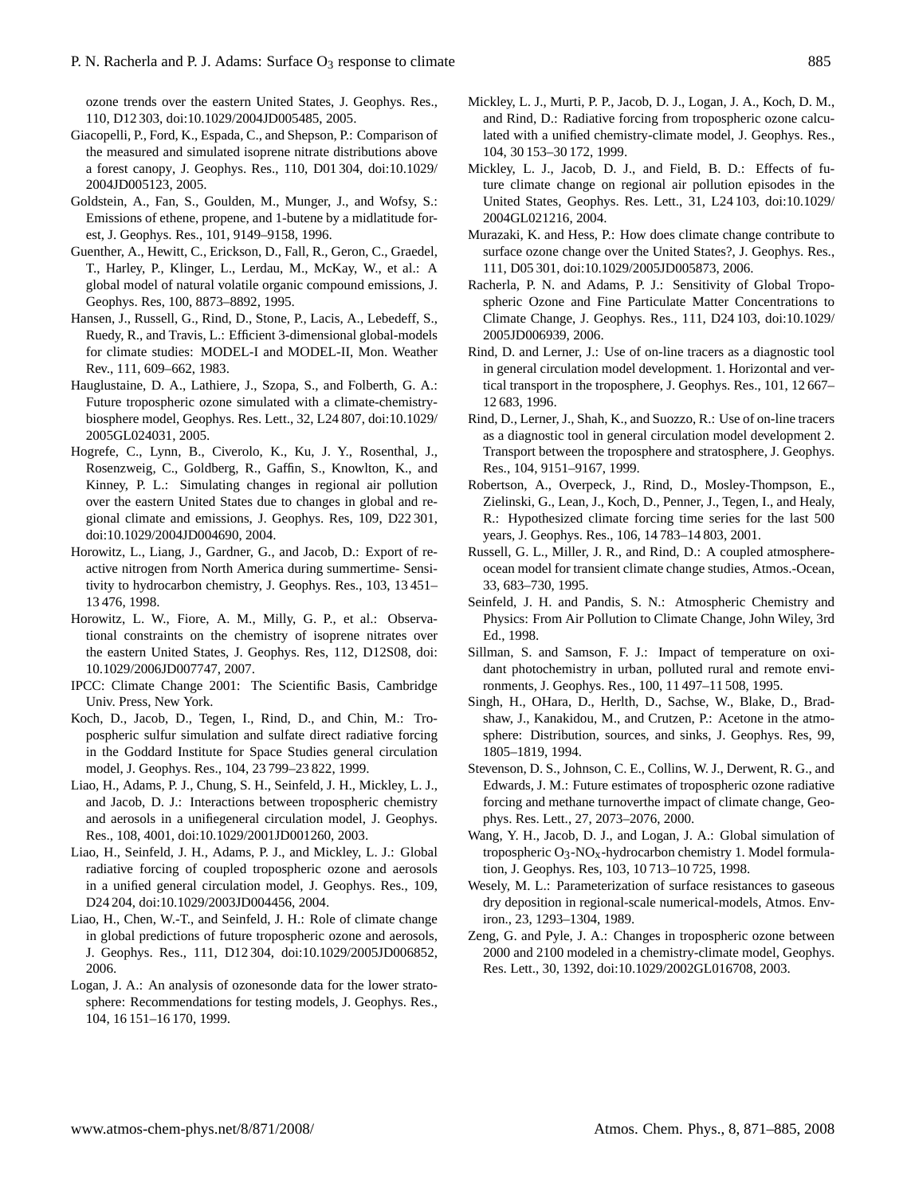ozone trends over the eastern United States, J. Geophys. Res., 110, D12 303, doi:10.1029/2004JD005485, 2005.

Giacopelli, P., Ford, K., Espada, C., and Shepson, P.: Comparison of the measured and simulated isoprene nitrate distributions above a forest canopy, J. Geophys. Res., 110, D01 304, doi:10.1029/2004JD005123, 2005.

Goldstein, A., Fan, S., Goulden, M., Munger, J., and Wofsy, S.: Emissions of ethene, propene, and 1-butene by a midlatitude forest, J. Geophys. Res., 101, 9149–9158, 1996.

Guenther, A., Hewitt, C., Erickson, D., Fall, R., Geron, C., Graedel, T., Harley, P., Klinger, L., Lerdau, M., McKay, W., et al.: A global model of natural volatile organic compound emissions, J. Geophys. Res, 100, 8873–8892, 1995.

Hansen, J., Russell, G., Rind, D., Stone, P., Lacis, A., Lebedeff, S., Ruedy, R., and Travis, L.: Efficient 3-dimensional global-models for climate studies: MODEL-I and MODEL-II, Mon. Weather Rev., 111, 609–662, 1983.

Hauglustaine, D. A., Lathiere, J., Szopa, S., and Folberth, G. A.: Future tropospheric ozone simulated with a climate-chemistry-biosphere model, Geophys. Res. Lett., 32, L24 807, doi:10.1029/2005GL024031, 2005.

Hogrefe, C., Lynn, B., Civerolo, K., Ku, J. Y., Rosenthal, J., Rosenzweig, C., Goldberg, R., Gaffin, S., Knowlton, K., and Kinney, P. L.: Simulating changes in regional air pollution over the eastern United States due to changes in global and regional climate and emissions, J. Geophys. Res, 109, D22 301, doi:10.1029/2004JD004690, 2004.

Horowitz, L., Liang, J., Gardner, G., and Jacob, D.: Export of reactive nitrogen from North America during summertime- Sensitivity to hydrocarbon chemistry, J. Geophys. Res., 103, 13 451–13 476, 1998.

Horowitz, L. W., Fiore, A. M., Milly, G. P., et al.: Observational constraints on the chemistry of isoprene nitrates over the eastern United States, J. Geophys. Res, 112, D12S08, doi: 10.1029/2006JD007747, 2007.

IPCC: Climate Change 2001: The Scientific Basis, Cambridge Univ. Press, New York.

Koch, D., Jacob, D., Tegen, I., Rind, D., and Chin, M.: Tropospheric sulfur simulation and sulfate direct radiative forcing in the Goddard Institute for Space Studies general circulation model, J. Geophys. Res., 104, 23 799–23 822, 1999.

Liao, H., Adams, P. J., Chung, S. H., Seinfeld, J. H., Mickley, L. J., and Jacob, D. J.: Interactions between tropospheric chemistry and aerosols in a unifiegeneral circulation model, J. Geophys. Res., 108, 4001, doi:10.1029/2001JD001260, 2003.

Liao, H., Seinfeld, J. H., Adams, P. J., and Mickley, L. J.: Global radiative forcing of coupled tropospheric ozone and aerosols in a unified general circulation model, J. Geophys. Res., 109, D24 204, doi:10.1029/2003JD004456, 2004.

Liao, H., Chen, W.-T., and Seinfeld, J. H.: Role of climate change in global predictions of future tropospheric ozone and aerosols, J. Geophys. Res., 111, D12 304, doi:10.1029/2005JD006852, 2006.

Logan, J. A.: An analysis of ozonesonde data for the lower stratosphere: Recommendations for testing models, J. Geophys. Res., 104, 16 151–16 170, 1999.

Mickley, L. J., Murti, P. P., Jacob, D. J., Logan, J. A., Koch, D. M., and Rind, D.: Radiative forcing from tropospheric ozone calculated with a unified chemistry-climate model, J. Geophys. Res., 104, 30 153–30 172, 1999.

Mickley, L. J., Jacob, D. J., and Field, B. D.: Effects of future climate change on regional air pollution episodes in the United States, Geophys. Res. Lett., 31, L24 103, doi:10.1029/2004GL021216, 2004.

Murazaki, K. and Hess, P.: How does climate change contribute to surface ozone change over the United States?, J. Geophys. Res., 111, D05 301, doi:10.1029/2005JD005873, 2006.

Racherla, P. N. and Adams, P. J.: Sensitivity of Global Tropospheric Ozone and Fine Particulate Matter Concentrations to Climate Change, J. Geophys. Res., 111, D24 103, doi:10.1029/2005JD006939, 2006.

Rind, D. and Lerner, J.: Use of on-line tracers as a diagnostic tool in general circulation model development. 1. Horizontal and vertical transport in the troposphere, J. Geophys. Res., 101, 12 667–12 683, 1996.

Rind, D., Lerner, J., Shah, K., and Suozzo, R.: Use of on-line tracers as a diagnostic tool in general circulation model development 2. Transport between the troposphere and stratosphere, J. Geophys. Res., 104, 9151–9167, 1999.

Robertson, A., Overpeck, J., Rind, D., Mosley-Thompson, E., Zielinski, G., Lean, J., Koch, D., Penner, J., Tegen, I., and Healy, R.: Hypothesized climate forcing time series for the last 500 years, J. Geophys. Res., 106, 14 783–14 803, 2001.

Russell, G. L., Miller, J. R., and Rind, D.: A coupled atmosphere-ocean model for transient climate change studies, Atmos.-Ocean, 33, 683–730, 1995.

Seinfeld, J. H. and Pandis, S. N.: Atmospheric Chemistry and Physics: From Air Pollution to Climate Change, John Wiley, 3rd Ed., 1998.

Sillman, S. and Samson, F. J.: Impact of temperature on oxidant photochemistry in urban, polluted rural and remote environments, J. Geophys. Res., 100, 11 497–11 508, 1995.

Singh, H., OHara, D., Herlth, D., Sachse, W., Blake, D., Bradshaw, J., Kanakidou, M., and Crutzen, P.: Acetone in the atmosphere: Distribution, sources, and sinks, J. Geophys. Res, 99, 1805–1819, 1994.

Stevenson, D. S., Johnson, C. E., Collins, W. J., Derwent, R. G., and Edwards, J. M.: Future estimates of tropospheric ozone radiative forcing and methane turnoverthe impact of climate change, Geophys. Res. Lett., 27, 2073–2076, 2000.

Wang, Y. H., Jacob, D. J., and Logan, J. A.: Global simulation of tropospheric $O_3$-$NO_x$-hydrocarbon chemistry 1. Model formulation, J. Geophys. Res, 103, 10 713–10 725, 1998.

Wesely, M. L.: Parameterization of surface resistances to gaseous dry deposition in regional-scale numerical-models, Atmos. Environ., 23, 1293–1304, 1989.

Zeng, G. and Pyle, J. A.: Changes in tropospheric ozone between 2000 and 2100 modeled in a chemistry-climate model, Geophys. Res. Lett., 30, 1392, doi:10.1029/2002GL016708, 2003.